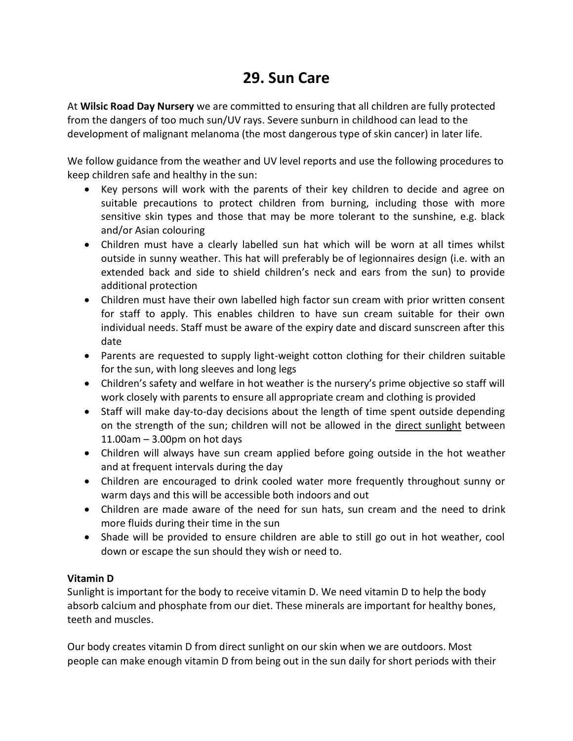# 29. Sun Care

At **Wilsic Road Day Nursery** we are committed to ensuring that all children are fully protected from the dangers of too much sun/UV rays. Severe sunburn in childhood can lead to the development of malignant melanoma (the most dangerous type of skin cancer) in later life.

We follow guidance from the weather and UV level reports and use the following procedures to keep children safe and healthy in the sun:

- Key persons will work with the parents of their key children to decide and agree on suitable precautions to protect children from burning, including those with more sensitive skin types and those that may be more tolerant to the sunshine, e.g. black and/or Asian colouring
- Children must have a clearly labelled sun hat which will be worn at all times whilst outside in sunny weather. This hat will preferably be of legionnaires design (i.e. with an extended back and side to shield children's neck and ears from the sun) to provide additional protection
- Children must have their own labelled high factor sun cream with prior written consent for staff to apply. This enables children to have sun cream suitable for their own individual needs. Staff must be aware of the expiry date and discard sunscreen after this date
- Parents are requested to supply light-weight cotton clothing for their children suitable for the sun, with long sleeves and long legs
- Children's safety and welfare in hot weather is the nursery's prime objective so staff will work closely with parents to ensure all appropriate cream and clothing is provided
- Staff will make day-to-day decisions about the length of time spent outside depending on the strength of the sun; children will not be allowed in the <u>direct sunlight</u> between 11.00am – 3.00pm on hot days
- Children will always have sun cream applied before going outside in the hot weather and at frequent intervals during the day
- Children are encouraged to drink cooled water more frequently throughout sunny or warm days and this will be accessible both indoors and out
- Children are made aware of the need for sun hats, sun cream and the need to drink more fluids during their time in the sun
- Shade will be provided to ensure children are able to still go out in hot weather, cool down or escape the sun should they wish or need to.

**Vitamin D**

Sunlight is important for the body to receive vitamin D. We need vitamin D to help the body absorb calcium and phosphate from our diet. These minerals are important for healthy bones, teeth and muscles.

Our body creates vitamin D from direct sunlight on our skin when we are outdoors. Most people can make enough vitamin D from being out in the sun daily for short periods with their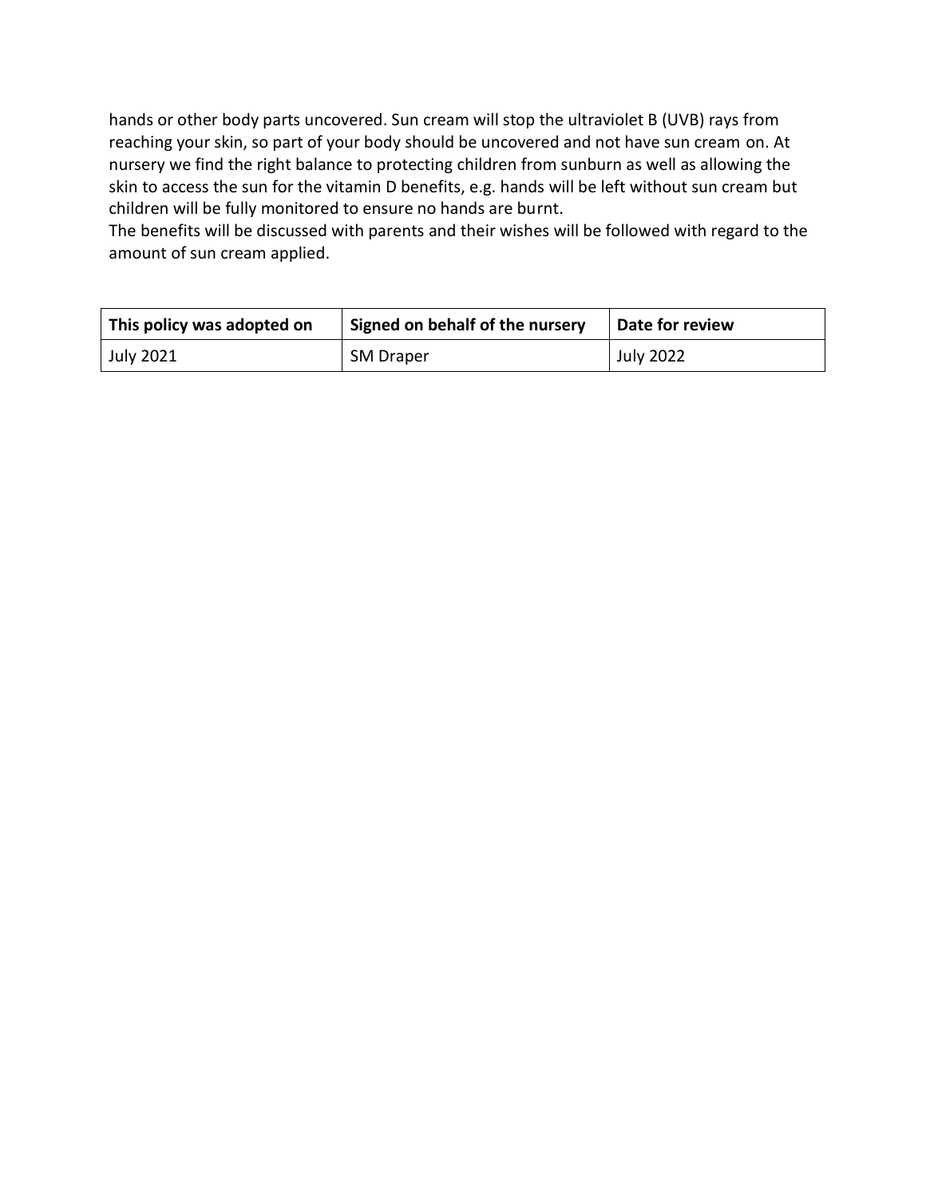hands or other body parts uncovered. Sun cream will stop the ultraviolet B (UVB) rays from reaching your skin, so part of your body should be uncovered and not have sun cream on. At nursery we find the right balance to protecting children from sunburn as well as allowing the skin to access the sun for the vitamin D benefits, e.g. hands will be left without sun cream but children will be fully monitored to ensure no hands are burnt.

The benefits will be discussed with parents and their wishes will be followed with regard to the amount of sun cream applied.

| **This policy was adopted on** | **Signed on behalf of the nursery** | **Date for review** |
|---|---|---|
| July 2021 | SM Draper | July 2022 |